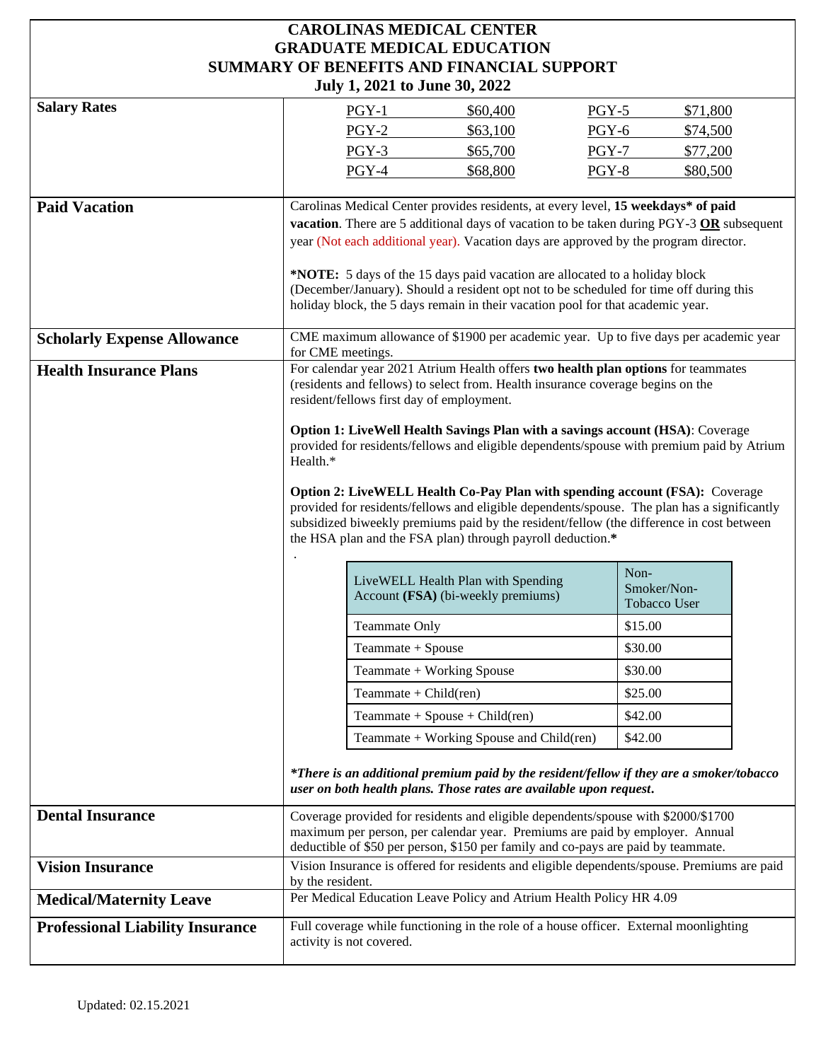# CAROLINAS MEDICAL CENTER
# GRADUATE MEDICAL EDUCATION
# SUMMARY OF BENEFITS AND FINANCIAL SUPPORT
## July 1, 2021 to June 30, 2022

## Salary Rates

| | | | |
|---|---|---|---|
| PGY-1 | $60,400 | PGY-5 | $71,800 |
| PGY-2 | $63,100 | PGY-6 | $74,500 |
| PGY-3 | $65,700 | PGY-7 | $77,200 |
| PGY-4 | $68,800 | PGY-8 | $80,500 |

## Paid Vacation

Carolinas Medical Center provides residents, at every level, **15 weekdays\* of paid vacation**. There are 5 additional days of vacation to be taken during PGY-3 **OR** subsequent year (Not each additional year). Vacation days are approved by the program director.

**\*NOTE:** 5 days of the 15 days paid vacation are allocated to a holiday block (December/January). Should a resident opt not to be scheduled for time off during this holiday block, the 5 days remain in their vacation pool for that academic year.

## Scholarly Expense Allowance

CME maximum allowance of $1900 per academic year. Up to five days per academic year for CME meetings.

## Health Insurance Plans

For calendar year 2021 Atrium Health offers **two health plan options** for teammates (residents and fellows) to select from. Health insurance coverage begins on the resident/fellows first day of employment.

**Option 1: LiveWell Health Savings Plan with a savings account (HSA)**: Coverage provided for residents/fellows and eligible dependents/spouse with premium paid by Atrium Health.*

**Option 2: LiveWELL Health Co-Pay Plan with spending account (FSA):** Coverage provided for residents/fellows and eligible dependents/spouse. The plan has a significantly subsidized biweekly premiums paid by the resident/fellow (the difference in cost between the HSA plan and the FSA plan) through payroll deduction.**\***

| LiveWELL Health Plan with Spending Account **(FSA)** (bi-weekly premiums) | Non-Smoker/Non-Tobacco User |
|---|---|
| Teammate Only | $15.00 |
| Teammate + Spouse | $30.00 |
| Teammate + Working Spouse | $30.00 |
| Teammate + Child(ren) | $25.00 |
| Teammate + Spouse + Child(ren) | $42.00 |
| Teammate + Working Spouse and Child(ren) | $42.00 |

***\*There is an additional premium paid by the resident/fellow if they are a smoker/tobacco user on both health plans. Those rates are available upon request.***

## Dental Insurance

Coverage provided for residents and eligible dependents/spouse with $2000/$1700 maximum per person, per calendar year. Premiums are paid by employer. Annual deductible of $50 per person, $150 per family and co-pays are paid by teammate.

## Vision Insurance

Vision Insurance is offered for residents and eligible dependents/spouse. Premiums are paid by the resident.

## Medical/Maternity Leave

Per Medical Education Leave Policy and Atrium Health Policy HR 4.09

## Professional Liability Insurance

Full coverage while functioning in the role of a house officer. External moonlighting activity is not covered.

Updated: 02.15.2021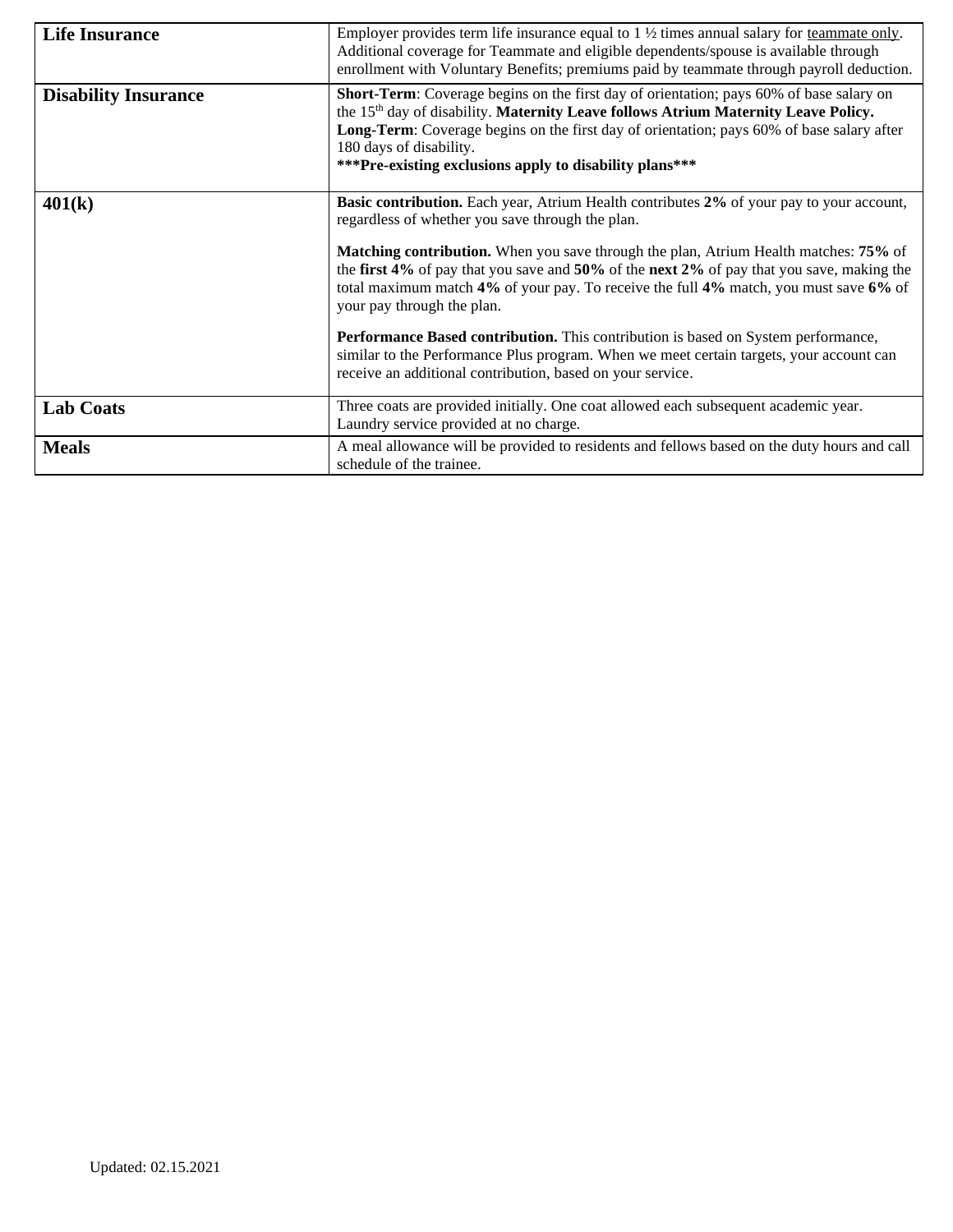| | |
|---|---|
| **Life Insurance** | Employer provides term life insurance equal to 1 ½ times annual salary for teammate only. Additional coverage for Teammate and eligible dependents/spouse is available through enrollment with Voluntary Benefits; premiums paid by teammate through payroll deduction. |
| **Disability Insurance** | **Short-Term**: Coverage begins on the first day of orientation; pays 60% of base salary on the 15th day of disability. **Maternity Leave follows Atrium Maternity Leave Policy.** **Long-Term**: Coverage begins on the first day of orientation; pays 60% of base salary after 180 days of disability. **\*\*\*Pre-existing exclusions apply to disability plans\*\*\*** |
| **401(k)** | **Basic contribution.** Each year, Atrium Health contributes **2%** of your pay to your account, regardless of whether you save through the plan.<br><br>**Matching contribution.** When you save through the plan, Atrium Health matches: **75%** of the **first 4%** of pay that you save and **50%** of the **next 2%** of pay that you save, making the total maximum match **4%** of your pay. To receive the full **4%** match, you must save **6%** of your pay through the plan.<br><br>**Performance Based contribution.** This contribution is based on System performance, similar to the Performance Plus program. When we meet certain targets, your account can receive an additional contribution, based on your service. |
| **Lab Coats** | Three coats are provided initially. One coat allowed each subsequent academic year. Laundry service provided at no charge. |
| **Meals** | A meal allowance will be provided to residents and fellows based on the duty hours and call schedule of the trainee. |

Updated: 02.15.2021